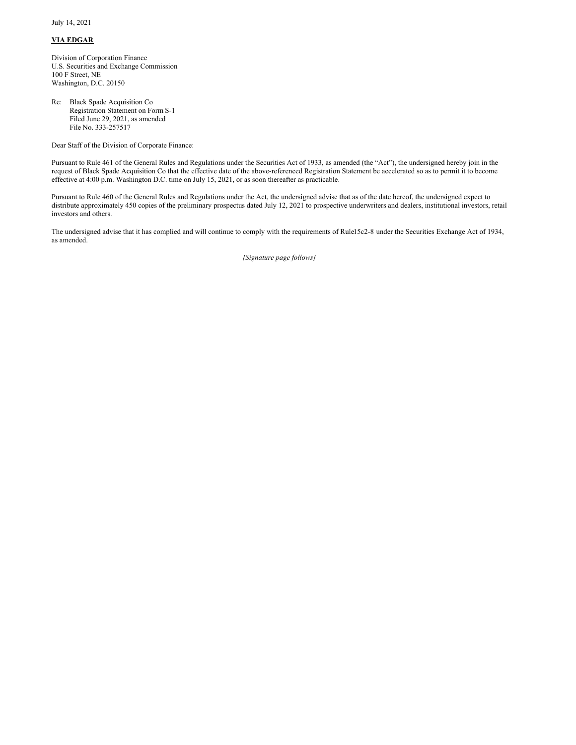July 14, 2021

**VIA EDGAR**

Division of Corporation Finance
U.S. Securities and Exchange Commission
100 F Street, NE
Washington, D.C. 20150

Re: Black Spade Acquisition Co
Registration Statement on Form S-1
Filed June 29, 2021, as amended
File No. 333-257517

Dear Staff of the Division of Corporate Finance:

Pursuant to Rule 461 of the General Rules and Regulations under the Securities Act of 1933, as amended (the "Act"), the undersigned hereby join in the request of Black Spade Acquisition Co that the effective date of the above-referenced Registration Statement be accelerated so as to permit it to become effective at 4:00 p.m. Washington D.C. time on July 15, 2021, or as soon thereafter as practicable.

Pursuant to Rule 460 of the General Rules and Regulations under the Act, the undersigned advise that as of the date hereof, the undersigned expect to distribute approximately 450 copies of the preliminary prospectus dated July 12, 2021 to prospective underwriters and dealers, institutional investors, retail investors and others.

The undersigned advise that it has complied and will continue to comply with the requirements of Rule15c2-8 under the Securities Exchange Act of 1934, as amended.

*[Signature page follows]*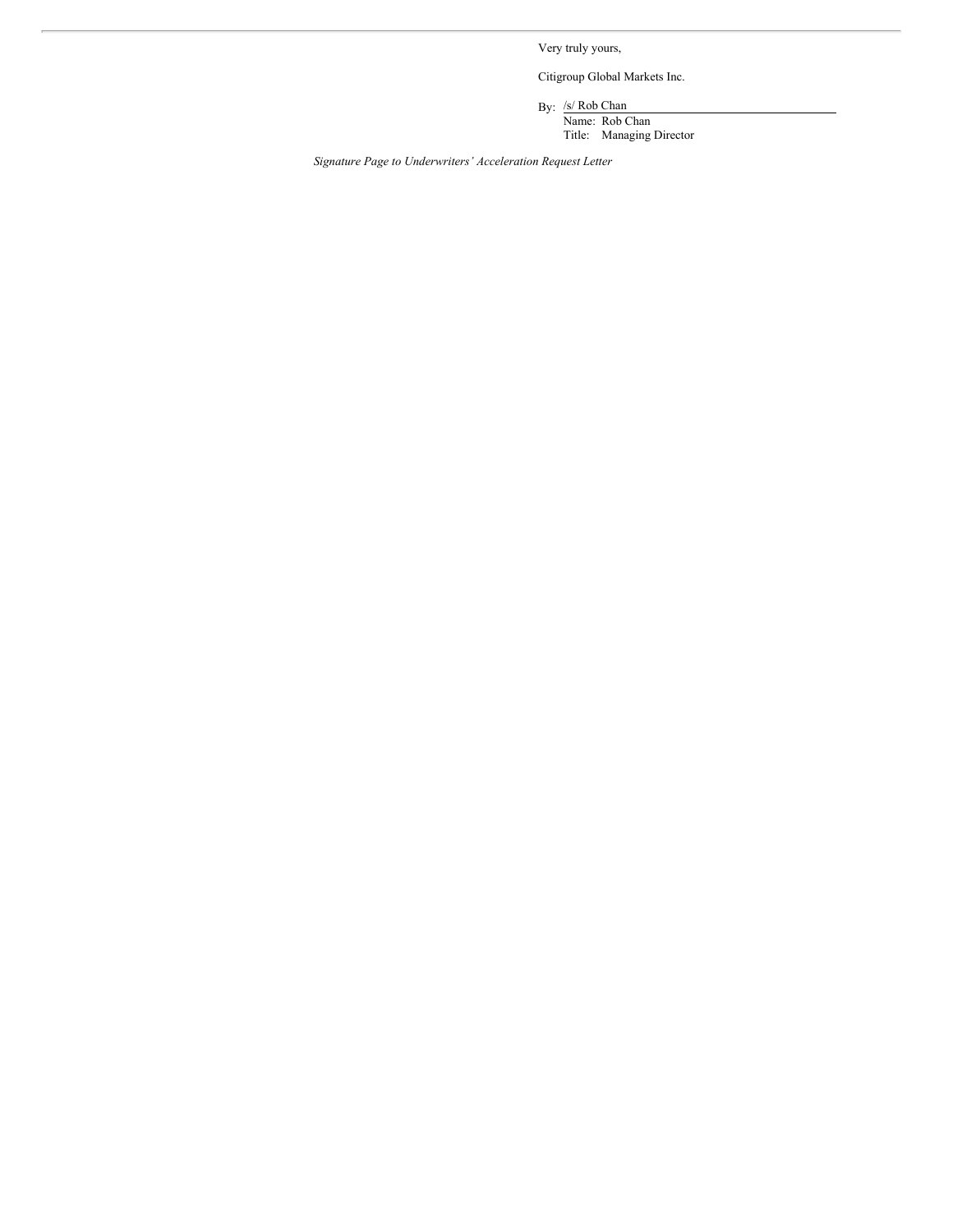Very truly yours,

Citigroup Global Markets Inc.

By: /s/ Rob Chan
Name: Rob Chan
Title: Managing Director

*Signature Page to Underwriters' Acceleration Request Letter*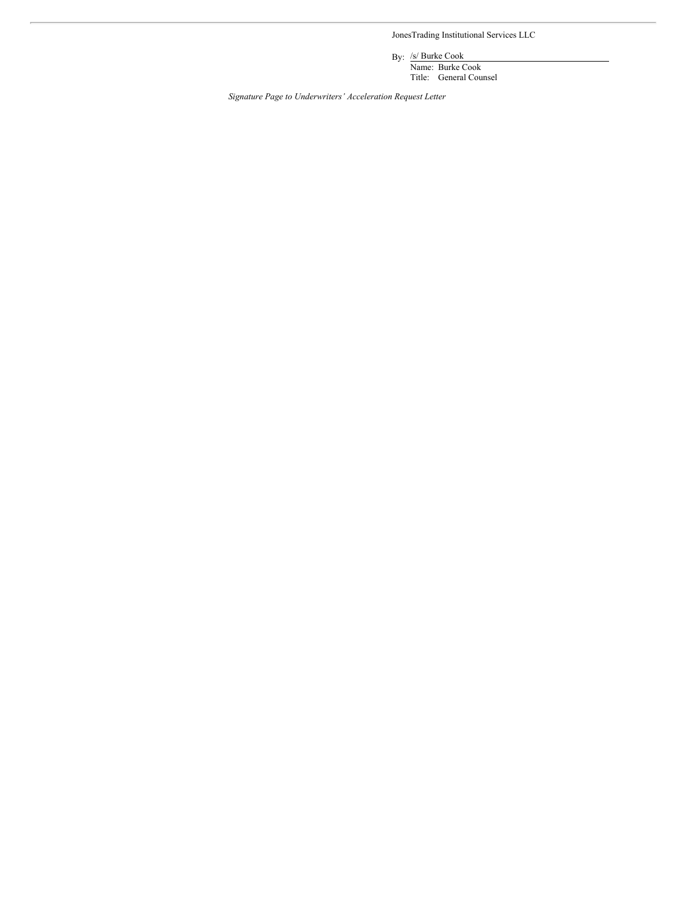JonesTrading Institutional Services LLC

By: /s/ Burke Cook

Name: Burke Cook

Title: General Counsel

*Signature Page to Underwriters' Acceleration Request Letter*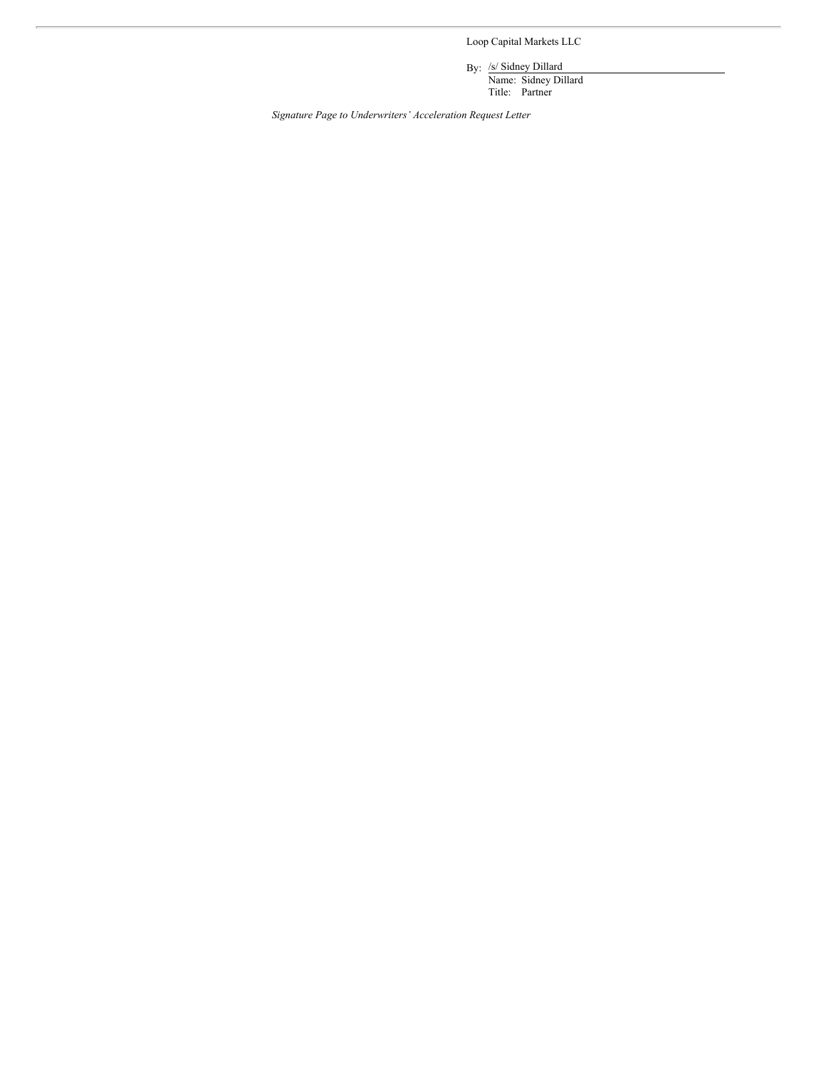Loop Capital Markets LLC

By: /s/ Sidney Dillard

Name: Sidney Dillard

Title: Partner

*Signature Page to Underwriters' Acceleration Request Letter*